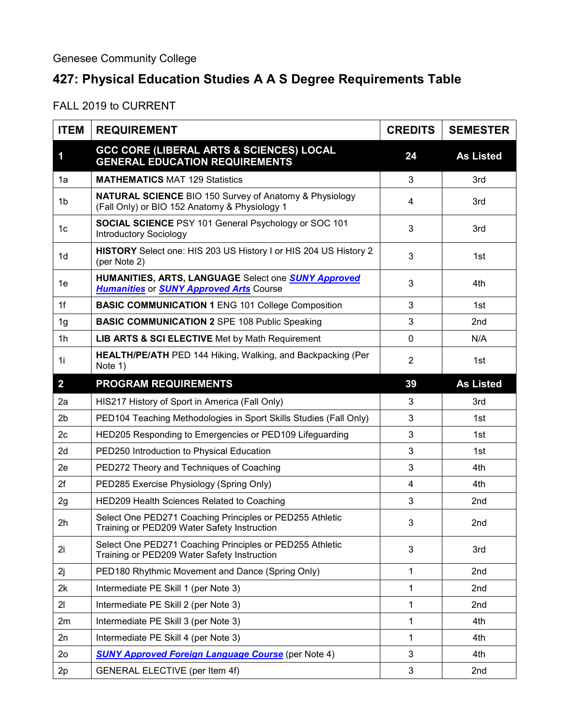Genesee Community College

# 427: Physical Education Studies A A S Degree Requirements Table

FALL 2019 to CURRENT

| ITEM | REQUIREMENT | CREDITS | SEMESTER |
|---|---|---|---|
| **1** | **GCC CORE (LIBERAL ARTS & SCIENCES) LOCAL GENERAL EDUCATION REQUIREMENTS** | **24** | **As Listed** |
| 1a | **MATHEMATICS** MAT 129 Statistics | 3 | 3rd |
| 1b | **NATURAL SCIENCE** BIO 150 Survey of Anatomy & Physiology (Fall Only) or BIO 152 Anatomy & Physiology 1 | 4 | 3rd |
| 1c | **SOCIAL SCIENCE** PSY 101 General Psychology or SOC 101 Introductory Sociology | 3 | 3rd |
| 1d | **HISTORY** Select one: HIS 203 US History I or HIS 204 US History 2 (per Note 2) | 3 | 1st |
| 1e | **HUMANITIES, ARTS, LANGUAGE** Select one ***SUNY Approved Humanities*** or ***SUNY Approved Arts*** Course | 3 | 4th |
| 1f | **BASIC COMMUNICATION 1** ENG 101 College Composition | 3 | 1st |
| 1g | **BASIC COMMUNICATION 2** SPE 108 Public Speaking | 3 | 2nd |
| 1h | **LIB ARTS & SCI ELECTIVE** Met by Math Requirement | 0 | N/A |
| 1i | **HEALTH/PE/ATH** PED 144 Hiking, Walking, and Backpacking (Per Note 1) | 2 | 1st |
| **2** | **PROGRAM REQUIREMENTS** | **39** | **As Listed** |
| 2a | HIS217 History of Sport in America (Fall Only) | 3 | 3rd |
| 2b | PED104 Teaching Methodologies in Sport Skills Studies (Fall Only) | 3 | 1st |
| 2c | HED205 Responding to Emergencies or PED109 Lifeguarding | 3 | 1st |
| 2d | PED250 Introduction to Physical Education | 3 | 1st |
| 2e | PED272 Theory and Techniques of Coaching | 3 | 4th |
| 2f | PED285 Exercise Physiology (Spring Only) | 4 | 4th |
| 2g | HED209 Health Sciences Related to Coaching | 3 | 2nd |
| 2h | Select One PED271 Coaching Principles or PED255 Athletic Training or PED209 Water Safety Instruction | 3 | 2nd |
| 2i | Select One PED271 Coaching Principles or PED255 Athletic Training or PED209 Water Safety Instruction | 3 | 3rd |
| 2j | PED180 Rhythmic Movement and Dance (Spring Only) | 1 | 2nd |
| 2k | Intermediate PE Skill 1 (per Note 3) | 1 | 2nd |
| 2l | Intermediate PE Skill 2 (per Note 3) | 1 | 2nd |
| 2m | Intermediate PE Skill 3 (per Note 3) | 1 | 4th |
| 2n | Intermediate PE Skill 4 (per Note 3) | 1 | 4th |
| 2o | ***SUNY Approved Foreign Language Course*** (per Note 4) | 3 | 4th |
| 2p | GENERAL ELECTIVE (per Item 4f) | 3 | 2nd |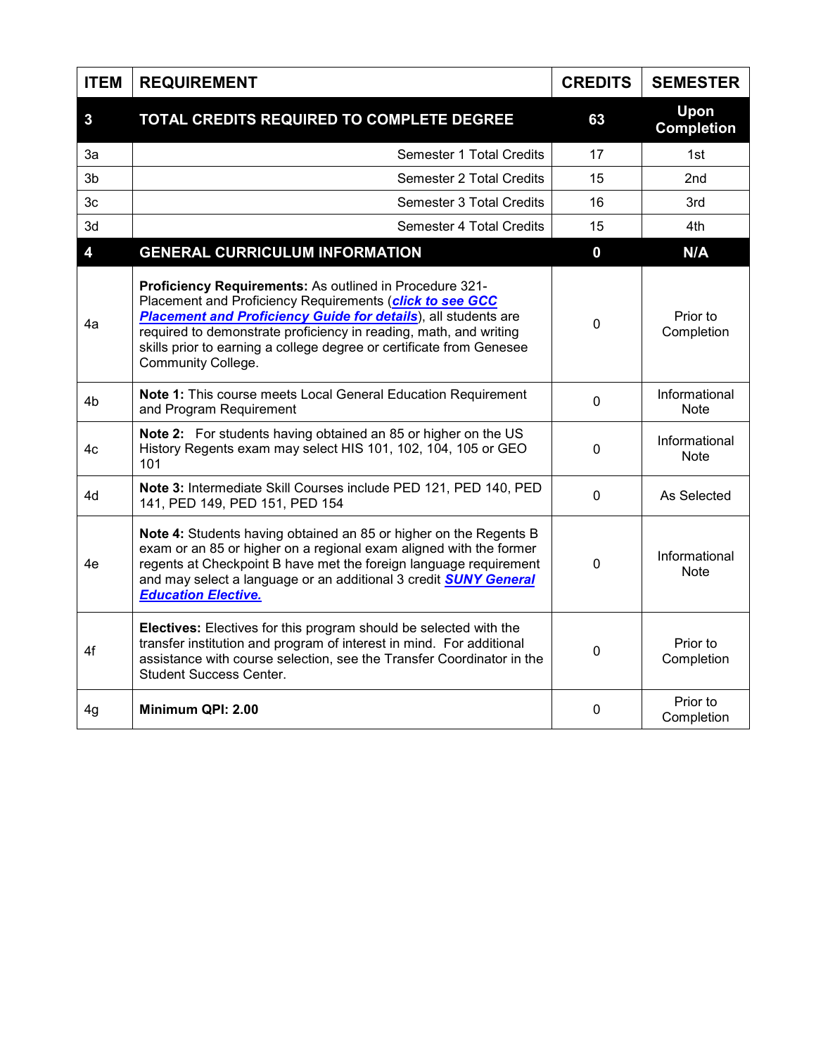| ITEM | REQUIREMENT | CREDITS | SEMESTER |
|---|---|---|---|
| **3** | **TOTAL CREDITS REQUIRED TO COMPLETE DEGREE** | **63** | **Upon Completion** |
| 3a | Semester 1 Total Credits | 17 | 1st |
| 3b | Semester 2 Total Credits | 15 | 2nd |
| 3c | Semester 3 Total Credits | 16 | 3rd |
| 3d | Semester 4 Total Credits | 15 | 4th |
| **4** | **GENERAL CURRICULUM INFORMATION** | **0** | **N/A** |
| 4a | **Proficiency Requirements:** As outlined in Procedure 321- Placement and Proficiency Requirements (***click to see GCC Placement and Proficiency Guide for details***), all students are required to demonstrate proficiency in reading, math, and writing skills prior to earning a college degree or certificate from Genesee Community College. | 0 | Prior to Completion |
| 4b | **Note 1:** This course meets Local General Education Requirement and Program Requirement | 0 | Informational Note |
| 4c | **Note 2:** For students having obtained an 85 or higher on the US History Regents exam may select HIS 101, 102, 104, 105 or GEO 101 | 0 | Informational Note |
| 4d | **Note 3:** Intermediate Skill Courses include PED 121, PED 140, PED 141, PED 149, PED 151, PED 154 | 0 | As Selected |
| 4e | **Note 4:** Students having obtained an 85 or higher on the Regents B exam or an 85 or higher on a regional exam aligned with the former regents at Checkpoint B have met the foreign language requirement and may select a language or an additional 3 credit ***SUNY General Education Elective.*** | 0 | Informational Note |
| 4f | **Electives:** Electives for this program should be selected with the transfer institution and program of interest in mind. For additional assistance with course selection, see the Transfer Coordinator in the Student Success Center. | 0 | Prior to Completion |
| 4g | **Minimum QPI: 2.00** | 0 | Prior to Completion |